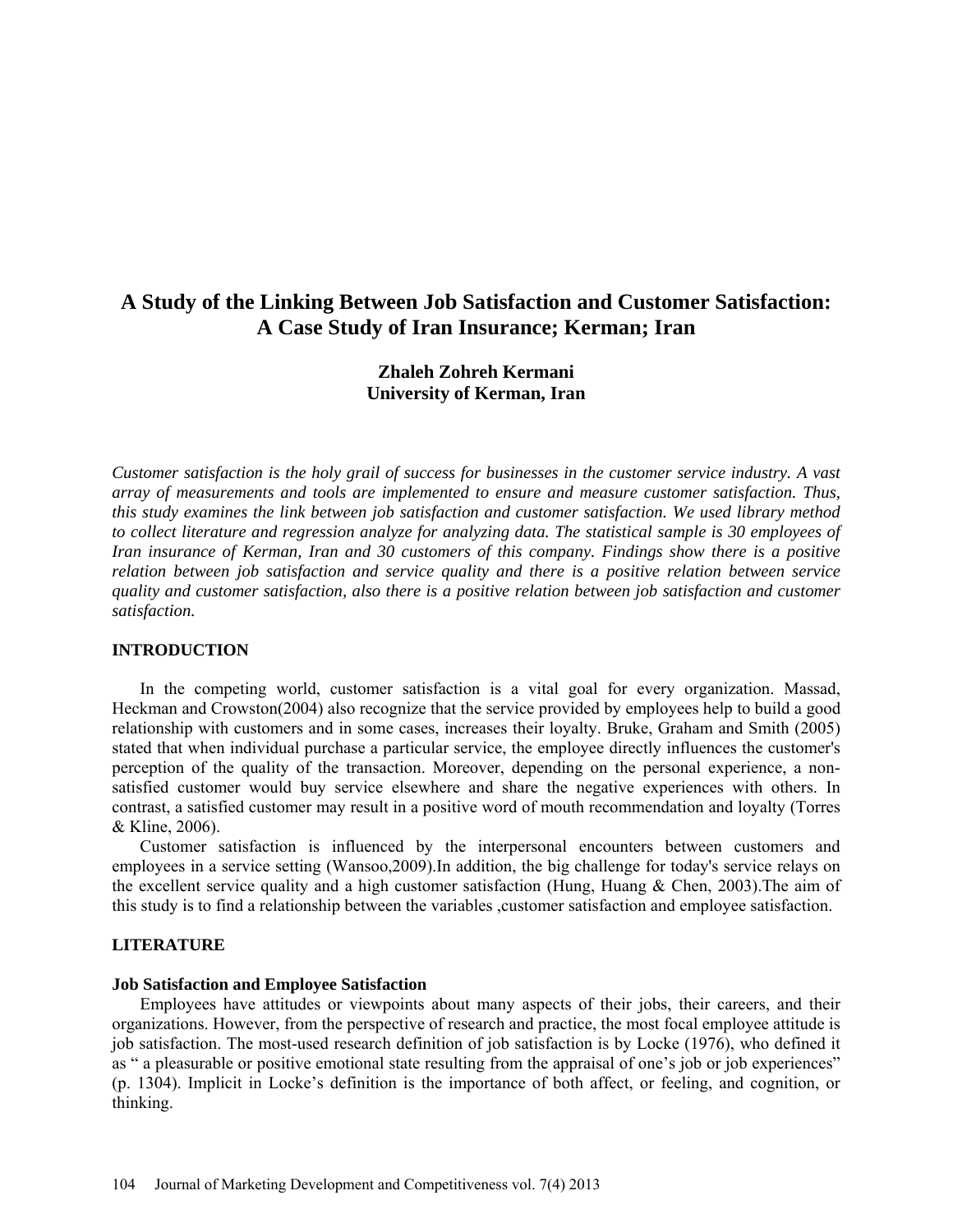# A Study of the Linking Between Job Satisfaction and Customer Satisfaction: A Case Study of Iran Insurance; Kerman; Iran

**Zhaleh Zohreh Kermani**
**University of Kerman, Iran**

*Customer satisfaction is the holy grail of success for businesses in the customer service industry. A vast array of measurements and tools are implemented to ensure and measure customer satisfaction. Thus, this study examines the link between job satisfaction and customer satisfaction. We used library method to collect literature and regression analyze for analyzing data. The statistical sample is 30 employees of Iran insurance of Kerman, Iran and 30 customers of this company. Findings show there is a positive relation between job satisfaction and service quality and there is a positive relation between service quality and customer satisfaction, also there is a positive relation between job satisfaction and customer satisfaction.*

## INTRODUCTION

In the competing world, customer satisfaction is a vital goal for every organization. Massad, Heckman and Crowston(2004) also recognize that the service provided by employees help to build a good relationship with customers and in some cases, increases their loyalty. Bruke, Graham and Smith (2005) stated that when individual purchase a particular service, the employee directly influences the customer's perception of the quality of the transaction. Moreover, depending on the personal experience, a non-satisfied customer would buy service elsewhere and share the negative experiences with others. In contrast, a satisfied customer may result in a positive word of mouth recommendation and loyalty (Torres & Kline, 2006).

Customer satisfaction is influenced by the interpersonal encounters between customers and employees in a service setting (Wansoo,2009).In addition, the big challenge for today's service relays on the excellent service quality and a high customer satisfaction (Hung, Huang & Chen, 2003).The aim of this study is to find a relationship between the variables ,customer satisfaction and employee satisfaction.

## LITERATURE

### Job Satisfaction and Employee Satisfaction

Employees have attitudes or viewpoints about many aspects of their jobs, their careers, and their organizations. However, from the perspective of research and practice, the most focal employee attitude is job satisfaction. The most-used research definition of job satisfaction is by Locke (1976), who defined it as " a pleasurable or positive emotional state resulting from the appraisal of one's job or job experiences" (p. 1304). Implicit in Locke's definition is the importance of both affect, or feeling, and cognition, or thinking.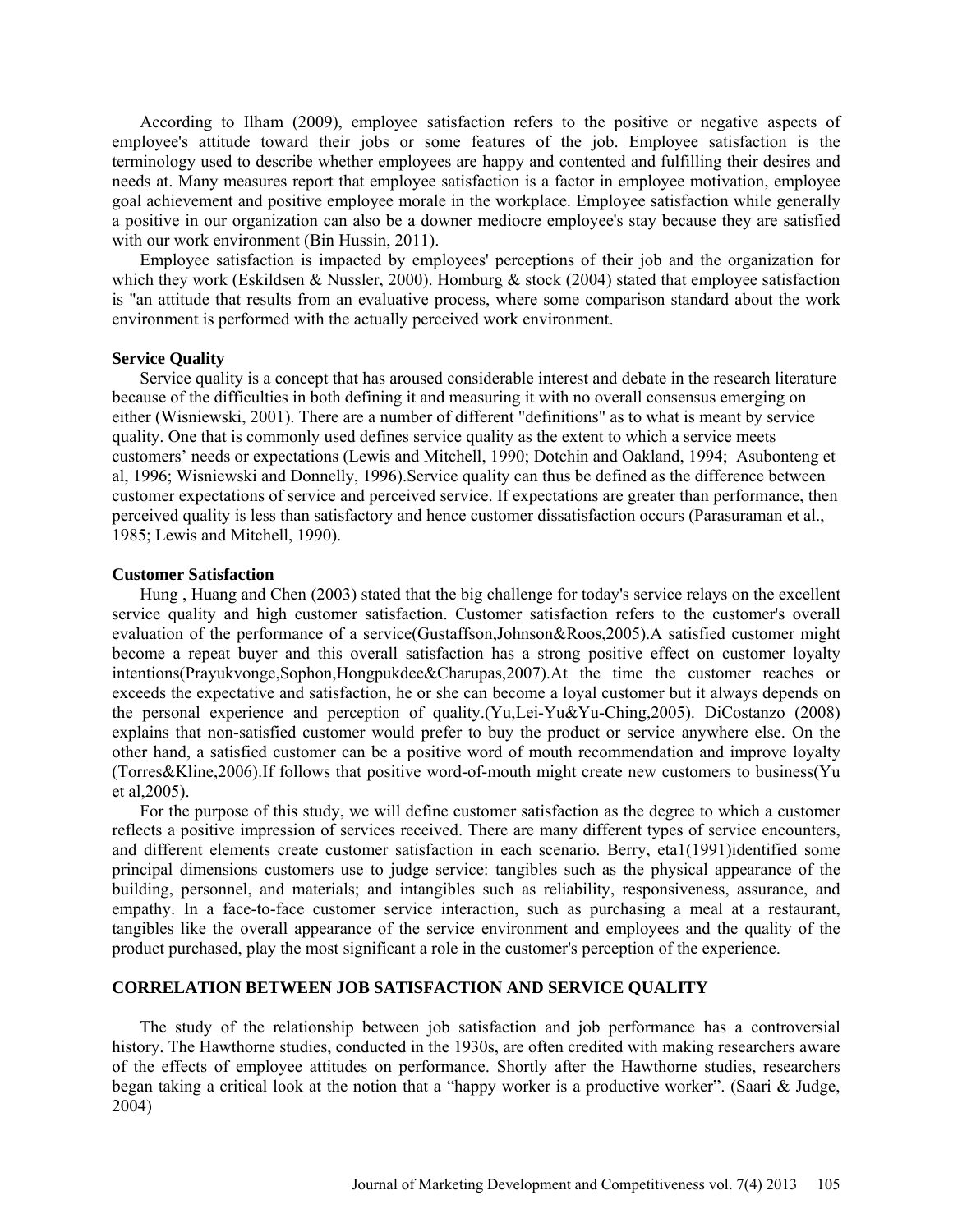According to Ilham (2009), employee satisfaction refers to the positive or negative aspects of employee's attitude toward their jobs or some features of the job. Employee satisfaction is the terminology used to describe whether employees are happy and contented and fulfilling their desires and needs at. Many measures report that employee satisfaction is a factor in employee motivation, employee goal achievement and positive employee morale in the workplace. Employee satisfaction while generally a positive in our organization can also be a downer mediocre employee's stay because they are satisfied with our work environment (Bin Hussin, 2011).

Employee satisfaction is impacted by employees' perceptions of their job and the organization for which they work (Eskildsen & Nussler, 2000). Homburg & stock (2004) stated that employee satisfaction is "an attitude that results from an evaluative process, where some comparison standard about the work environment is performed with the actually perceived work environment.

### Service Quality

Service quality is a concept that has aroused considerable interest and debate in the research literature because of the difficulties in both defining it and measuring it with no overall consensus emerging on either (Wisniewski, 2001). There are a number of different "definitions" as to what is meant by service quality. One that is commonly used defines service quality as the extent to which a service meets customers' needs or expectations (Lewis and Mitchell, 1990; Dotchin and Oakland, 1994; Asubonteng et al, 1996; Wisniewski and Donnelly, 1996).Service quality can thus be defined as the difference between customer expectations of service and perceived service. If expectations are greater than performance, then perceived quality is less than satisfactory and hence customer dissatisfaction occurs (Parasuraman et al., 1985; Lewis and Mitchell, 1990).

### Customer Satisfaction

Hung , Huang and Chen (2003) stated that the big challenge for today's service relays on the excellent service quality and high customer satisfaction. Customer satisfaction refers to the customer's overall evaluation of the performance of a service(Gustaffson,Johnson&Roos,2005).A satisfied customer might become a repeat buyer and this overall satisfaction has a strong positive effect on customer loyalty intentions(Prayukvonge,Sophon,Hongpukdee&Charupas,2007).At the time the customer reaches or exceeds the expectative and satisfaction, he or she can become a loyal customer but it always depends on the personal experience and perception of quality.(Yu,Lei-Yu&Yu-Ching,2005). DiCostanzo (2008) explains that non-satisfied customer would prefer to buy the product or service anywhere else. On the other hand, a satisfied customer can be a positive word of mouth recommendation and improve loyalty (Torres&Kline,2006).If follows that positive word-of-mouth might create new customers to business(Yu et al,2005).

For the purpose of this study, we will define customer satisfaction as the degree to which a customer reflects a positive impression of services received. There are many different types of service encounters, and different elements create customer satisfaction in each scenario. Berry, eta1(1991)identified some principal dimensions customers use to judge service: tangibles such as the physical appearance of the building, personnel, and materials; and intangibles such as reliability, responsiveness, assurance, and empathy. In a face-to-face customer service interaction, such as purchasing a meal at a restaurant, tangibles like the overall appearance of the service environment and employees and the quality of the product purchased, play the most significant a role in the customer's perception of the experience.

### CORRELATION BETWEEN JOB SATISFACTION AND SERVICE QUALITY

The study of the relationship between job satisfaction and job performance has a controversial history. The Hawthorne studies, conducted in the 1930s, are often credited with making researchers aware of the effects of employee attitudes on performance. Shortly after the Hawthorne studies, researchers began taking a critical look at the notion that a "happy worker is a productive worker". (Saari & Judge, 2004)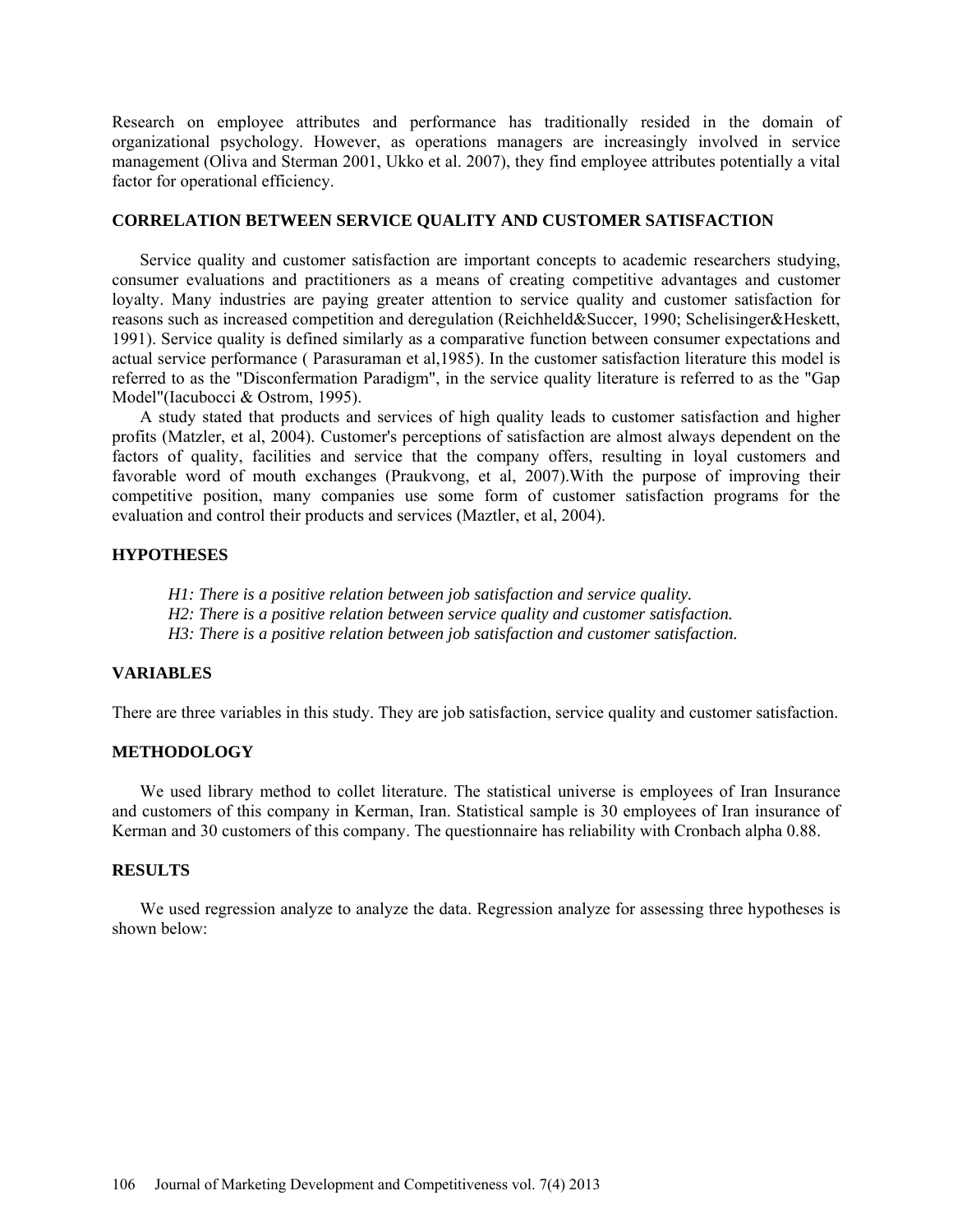Research on employee attributes and performance has traditionally resided in the domain of organizational psychology. However, as operations managers are increasingly involved in service management (Oliva and Sterman 2001, Ukko et al. 2007), they find employee attributes potentially a vital factor for operational efficiency.

## CORRELATION BETWEEN SERVICE QUALITY AND CUSTOMER SATISFACTION

Service quality and customer satisfaction are important concepts to academic researchers studying, consumer evaluations and practitioners as a means of creating competitive advantages and customer loyalty. Many industries are paying greater attention to service quality and customer satisfaction for reasons such as increased competition and deregulation (Reichheld&Succer, 1990; Schelisinger&Heskett, 1991). Service quality is defined similarly as a comparative function between consumer expectations and actual service performance ( Parasuraman et al,1985). In the customer satisfaction literature this model is referred to as the "Disconfermation Paradigm", in the service quality literature is referred to as the "Gap Model"(Iacubocci & Ostrom, 1995).

A study stated that products and services of high quality leads to customer satisfaction and higher profits (Matzler, et al, 2004). Customer's perceptions of satisfaction are almost always dependent on the factors of quality, facilities and service that the company offers, resulting in loyal customers and favorable word of mouth exchanges (Praukvong, et al, 2007).With the purpose of improving their competitive position, many companies use some form of customer satisfaction programs for the evaluation and control their products and services (Maztler, et al, 2004).

## HYPOTHESES

*H1: There is a positive relation between job satisfaction and service quality.*
*H2: There is a positive relation between service quality and customer satisfaction.*
*H3: There is a positive relation between job satisfaction and customer satisfaction.*

## VARIABLES

There are three variables in this study. They are job satisfaction, service quality and customer satisfaction.

## METHODOLOGY

We used library method to collet literature. The statistical universe is employees of Iran Insurance and customers of this company in Kerman, Iran. Statistical sample is 30 employees of Iran insurance of Kerman and 30 customers of this company. The questionnaire has reliability with Cronbach alpha 0.88.

## RESULTS

We used regression analyze to analyze the data. Regression analyze for assessing three hypotheses is shown below: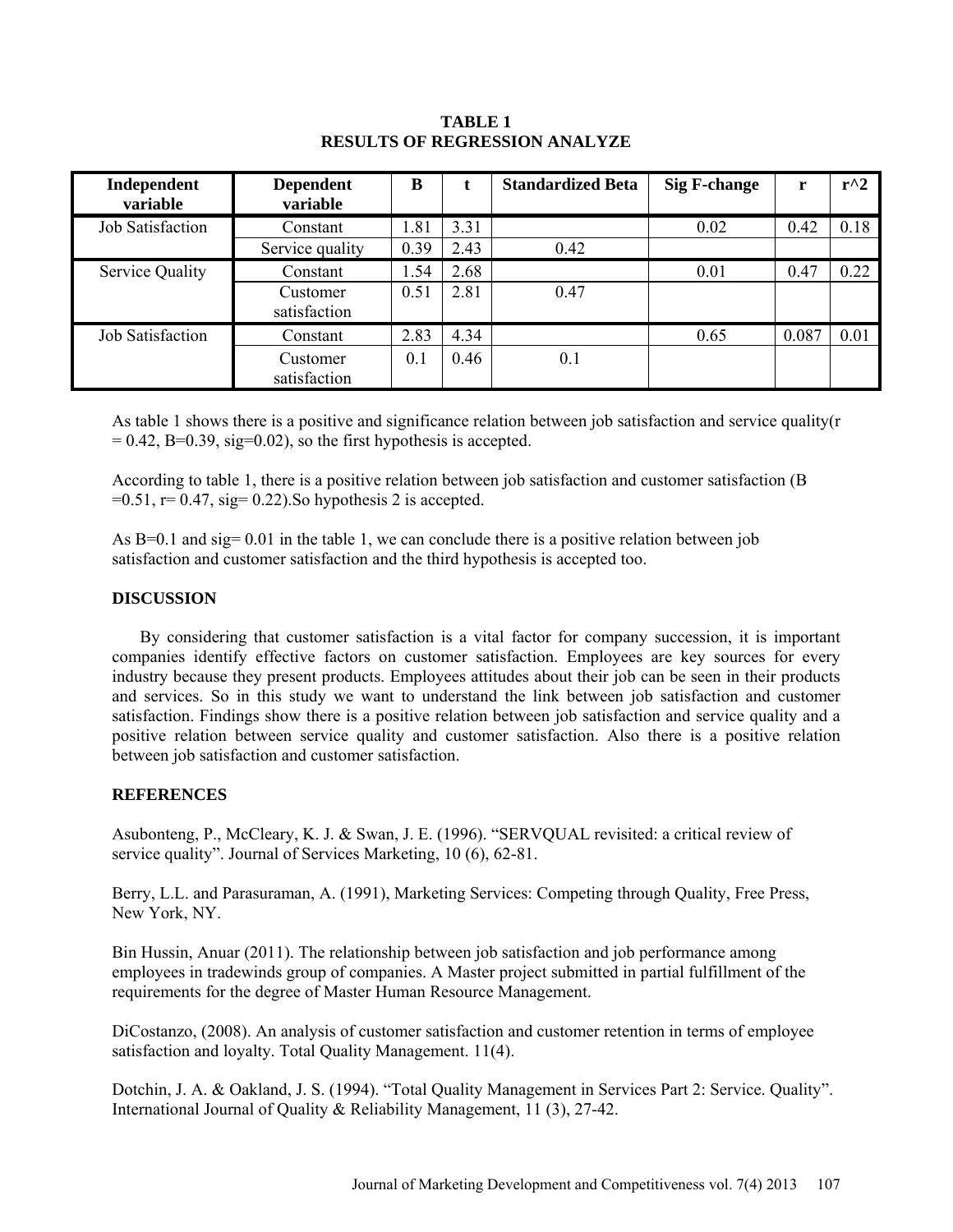**TABLE 1**
**RESULTS OF REGRESSION ANALYZE**

| Independent variable | Dependent variable | B | t | Standardized Beta | Sig F-change | r | r^2 |
|---|---|---|---|---|---|---|---|
| Job Satisfaction | Constant | 1.81 | 3.31 | | 0.02 | 0.42 | 0.18 |
| | Service quality | 0.39 | 2.43 | 0.42 | | | |
| Service Quality | Constant | 1.54 | 2.68 | | 0.01 | 0.47 | 0.22 |
| | Customer satisfaction | 0.51 | 2.81 | 0.47 | | | |
| Job Satisfaction | Constant | 2.83 | 4.34 | | 0.65 | 0.087 | 0.01 |
| | Customer satisfaction | 0.1 | 0.46 | 0.1 | | | |

As table 1 shows there is a positive and significance relation between job satisfaction and service quality(r = 0.42, B=0.39, sig=0.02), so the first hypothesis is accepted.

According to table 1, there is a positive relation between job satisfaction and customer satisfaction (B =0.51, r= 0.47, sig= 0.22).So hypothesis 2 is accepted.

As B=0.1 and sig= 0.01 in the table 1, we can conclude there is a positive relation between job satisfaction and customer satisfaction and the third hypothesis is accepted too.

## DISCUSSION

By considering that customer satisfaction is a vital factor for company succession, it is important companies identify effective factors on customer satisfaction. Employees are key sources for every industry because they present products. Employees attitudes about their job can be seen in their products and services. So in this study we want to understand the link between job satisfaction and customer satisfaction. Findings show there is a positive relation between job satisfaction and service quality and a positive relation between service quality and customer satisfaction. Also there is a positive relation between job satisfaction and customer satisfaction.

## REFERENCES

Asubonteng, P., McCleary, K. J. & Swan, J. E. (1996). "SERVQUAL revisited: a critical review of service quality". Journal of Services Marketing, 10 (6), 62-81.

Berry, L.L. and Parasuraman, A. (1991), Marketing Services: Competing through Quality, Free Press, New York, NY.

Bin Hussin, Anuar (2011). The relationship between job satisfaction and job performance among employees in tradewinds group of companies. A Master project submitted in partial fulfillment of the requirements for the degree of Master Human Resource Management.

DiCostanzo, (2008). An analysis of customer satisfaction and customer retention in terms of employee satisfaction and loyalty. Total Quality Management. 11(4).

Dotchin, J. A. & Oakland, J. S. (1994). "Total Quality Management in Services Part 2: Service. Quality". International Journal of Quality & Reliability Management, 11 (3), 27-42.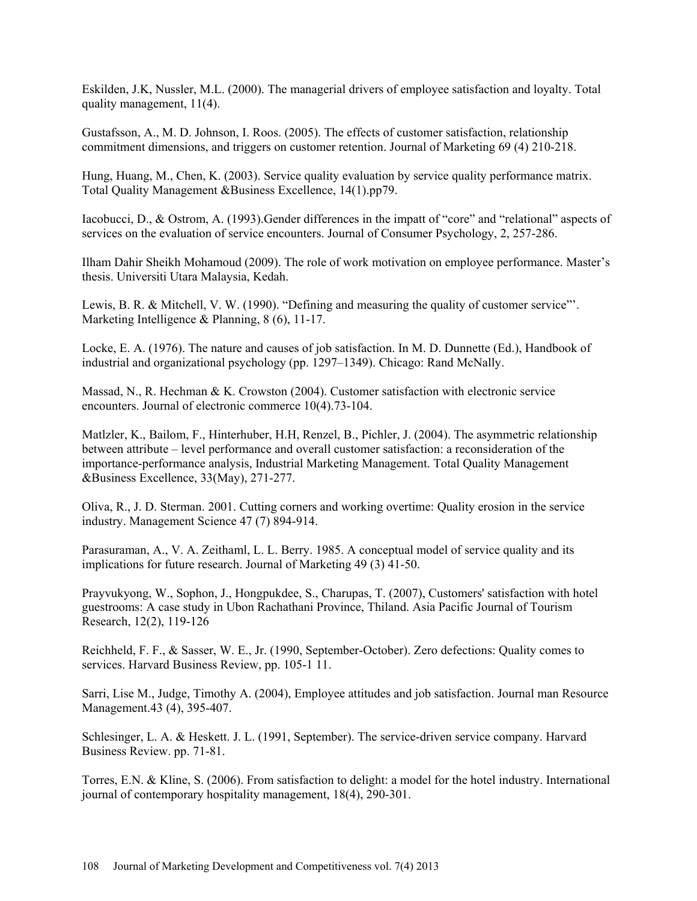Eskilden, J.K, Nussler, M.L. (2000). The managerial drivers of employee satisfaction and loyalty. Total quality management, 11(4).

Gustafsson, A., M. D. Johnson, I. Roos. (2005). The effects of customer satisfaction, relationship commitment dimensions, and triggers on customer retention. Journal of Marketing 69 (4) 210-218.

Hung, Huang, M., Chen, K. (2003). Service quality evaluation by service quality performance matrix. Total Quality Management &Business Excellence, 14(1).pp79.

Iacobucci, D., & Ostrom, A. (1993).Gender differences in the impatt of "core" and "relational" aspects of services on the evaluation of service encounters. Journal of Consumer Psychology, 2, 257-286.

Ilham Dahir Sheikh Mohamoud (2009). The role of work motivation on employee performance. Master's thesis. Universiti Utara Malaysia, Kedah.

Lewis, B. R. & Mitchell, V. W. (1990). "Defining and measuring the quality of customer service"'. Marketing Intelligence & Planning, 8 (6), 11-17.

Locke, E. A. (1976). The nature and causes of job satisfaction. In M. D. Dunnette (Ed.), Handbook of industrial and organizational psychology (pp. 1297–1349). Chicago: Rand McNally.

Massad, N., R. Hechman & K. Crowston (2004). Customer satisfaction with electronic service encounters. Journal of electronic commerce 10(4).73-104.

Matlzler, K., Bailom, F., Hinterhuber, H.H, Renzel, B., Pichler, J. (2004). The asymmetric relationship between attribute – level performance and overall customer satisfaction: a reconsideration of the importance-performance analysis, Industrial Marketing Management. Total Quality Management &Business Excellence, 33(May), 271-277.

Oliva, R., J. D. Sterman. 2001. Cutting corners and working overtime: Quality erosion in the service industry. Management Science 47 (7) 894-914.

Parasuraman, A., V. A. Zeithaml, L. L. Berry. 1985. A conceptual model of service quality and its implications for future research. Journal of Marketing 49 (3) 41-50.

Prayvukyong, W., Sophon, J., Hongpukdee, S., Charupas, T. (2007), Customers' satisfaction with hotel guestrooms: A case study in Ubon Rachathani Province, Thiland. Asia Pacific Journal of Tourism Research, 12(2), 119-126

Reichheld, F. F., & Sasser, W. E., Jr. (1990, September-October). Zero defections: Quality comes to services. Harvard Business Review, pp. 105-1 11.

Sarri, Lise M., Judge, Timothy A. (2004), Employee attitudes and job satisfaction. Journal man Resource Management.43 (4), 395-407.

Schlesinger, L. A. & Heskett. J. L. (1991, September). The service-driven service company. Harvard Business Review. pp. 71-81.

Torres, E.N. & Kline, S. (2006). From satisfaction to delight: a model for the hotel industry. International journal of contemporary hospitality management, 18(4), 290-301.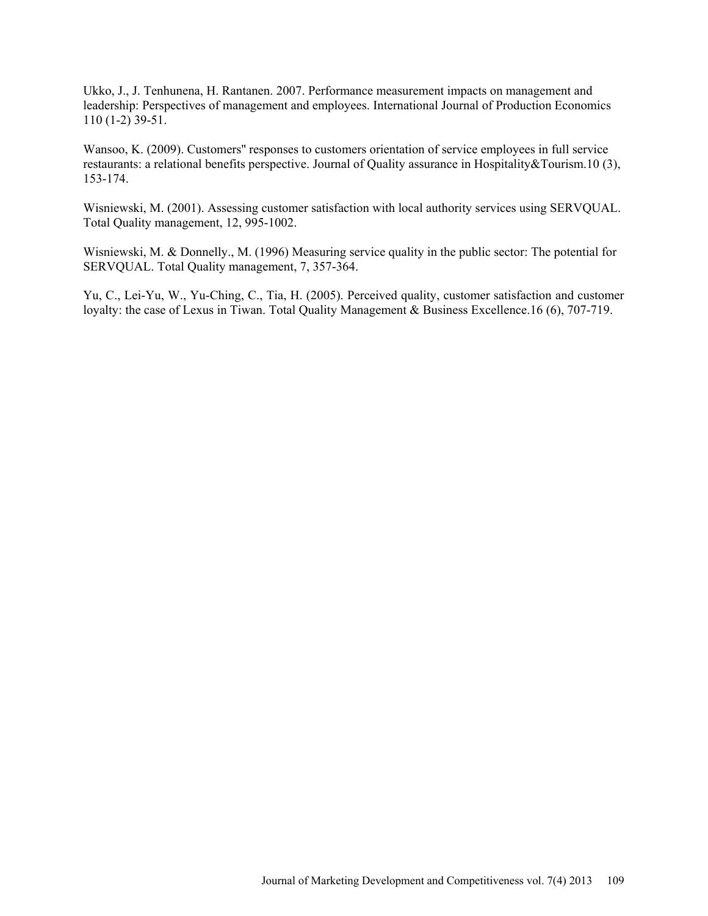Ukko, J., J. Tenhunena, H. Rantanen. 2007. Performance measurement impacts on management and leadership: Perspectives of management and employees. International Journal of Production Economics 110 (1-2) 39-51.

Wansoo, K. (2009). Customers'' responses to customers orientation of service employees in full service restaurants: a relational benefits perspective. Journal of Quality assurance in Hospitality&Tourism.10 (3), 153-174.

Wisniewski, M. (2001). Assessing customer satisfaction with local authority services using SERVQUAL. Total Quality management, 12, 995-1002.

Wisniewski, M. & Donnelly., M. (1996) Measuring service quality in the public sector: The potential for SERVQUAL. Total Quality management, 7, 357-364.

Yu, C., Lei-Yu, W., Yu-Ching, C., Tia, H. (2005). Perceived quality, customer satisfaction and customer loyalty: the case of Lexus in Tiwan. Total Quality Management & Business Excellence.16 (6), 707-719.